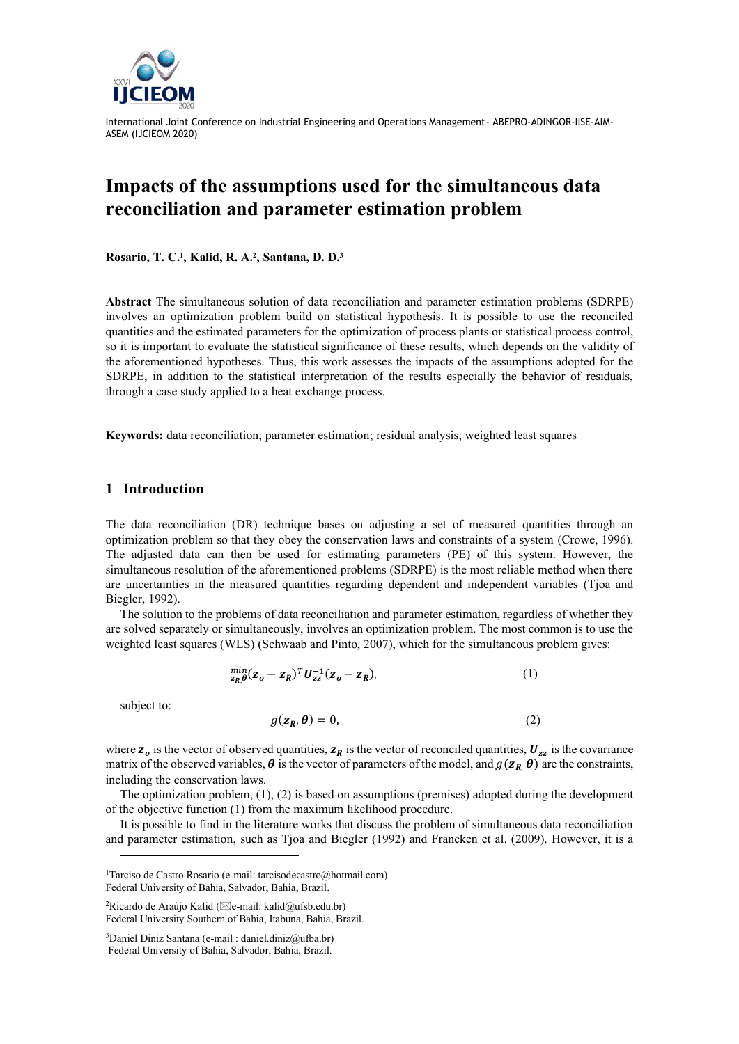# Impacts of the assumptions used for the simultaneous data reconciliation and parameter estimation problem

**Rosario, T. C.[1], Kalid, R. A.[2], Santana, D. D.[3]**

**Abstract** The simultaneous solution of data reconciliation and parameter estimation problems (SDRPE) involves an optimization problem build on statistical hypothesis. It is possible to use the reconciled quantities and the estimated parameters for the optimization of process plants or statistical process control, so it is important to evaluate the statistical significance of these results, which depends on the validity of the aforementioned hypotheses. Thus, this work assesses the impacts of the assumptions adopted for the SDRPE, in addition to the statistical interpretation of the results especially the behavior of residuals, through a case study applied to a heat exchange process.

**Keywords:** data reconciliation; parameter estimation; residual analysis; weighted least squares

## 1 Introduction

The data reconciliation (DR) technique bases on adjusting a set of measured quantities through an optimization problem so that they obey the conservation laws and constraints of a system (Crowe, 1996). The adjusted data can then be used for estimating parameters (PE) of this system. However, the simultaneous resolution of the aforementioned problems (SDRPE) is the most reliable method when there are uncertainties in the measured quantities regarding dependent and independent variables (Tjoa and Biegler, 1992).

The solution to the problems of data reconciliation and parameter estimation, regardless of whether they are solved separately or simultaneously, involves an optimization problem. The most common is to use the weighted least squares (WLS) (Schwaab and Pinto, 2007), which for the simultaneous problem gives:

$$\min_{\boldsymbol{z_R},\boldsymbol{\theta}} (\boldsymbol{z_o} - \boldsymbol{z_R})^T \boldsymbol{U_{zz}^{-1}} (\boldsymbol{z_o} - \boldsymbol{z_R}), \tag{1}$$

subject to:

$$g(\boldsymbol{z_R}, \boldsymbol{\theta}) = 0, \tag{2}$$

where $\boldsymbol{z_o}$ is the vector of observed quantities, $\boldsymbol{z_R}$ is the vector of reconciled quantities, $\boldsymbol{U_{zz}}$ is the covariance matrix of the observed variables, $\boldsymbol{\theta}$ is the vector of parameters of the model, and $g(\boldsymbol{z_R}, \boldsymbol{\theta})$ are the constraints, including the conservation laws.

The optimization problem, (1), (2) is based on assumptions (premises) adopted during the development of the objective function (1) from the maximum likelihood procedure.

It is possible to find in the literature works that discuss the problem of simultaneous data reconciliation and parameter estimation, such as Tjoa and Biegler (1992) and Francken et al. (2009). However, it is a

[1]Tarciso de Castro Rosario (e-mail: tarcisodecastro@hotmail.com)
Federal University of Bahia, Salvador, Bahia, Brazil.

[2]Ricardo de Araújo Kalid (✉e-mail: kalid@ufsb.edu.br)
Federal University Southern of Bahia, Itabuna, Bahia, Brazil.

[3]Daniel Diniz Santana (e-mail : daniel.diniz@ufba.br)
Federal University of Bahia, Salvador, Bahia, Brazil.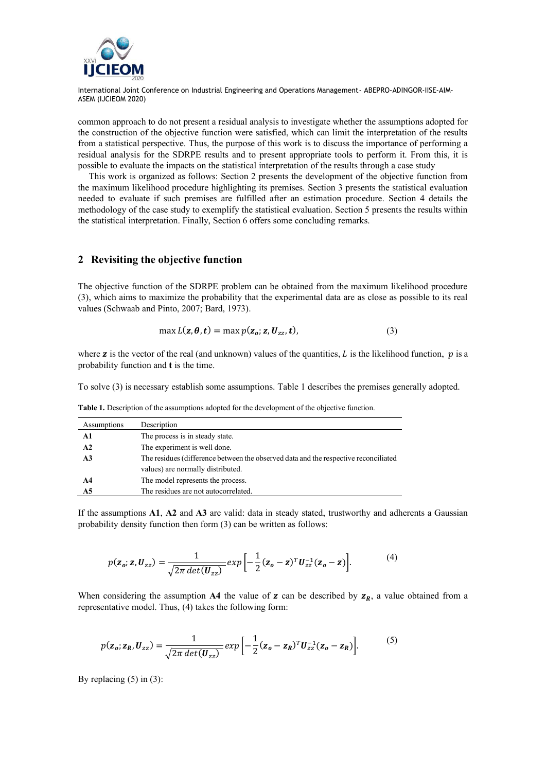common approach to do not present a residual analysis to investigate whether the assumptions adopted for the construction of the objective function were satisfied, which can limit the interpretation of the results from a statistical perspective. Thus, the purpose of this work is to discuss the importance of performing a residual analysis for the SDRPE results and to present appropriate tools to perform it. From this, it is possible to evaluate the impacts on the statistical interpretation of the results through a case study

This work is organized as follows: Section 2 presents the development of the objective function from the maximum likelihood procedure highlighting its premises. Section 3 presents the statistical evaluation needed to evaluate if such premises are fulfilled after an estimation procedure. Section 4 details the methodology of the case study to exemplify the statistical evaluation. Section 5 presents the results within the statistical interpretation. Finally, Section 6 offers some concluding remarks.

## 2 Revisiting the objective function

The objective function of the SDRPE problem can be obtained from the maximum likelihood procedure (3), which aims to maximize the probability that the experimental data are as close as possible to its real values (Schwaab and Pinto, 2007; Bard, 1973).

$$\max L(\boldsymbol{z}, \boldsymbol{\theta}, \boldsymbol{t}) = \max p(\boldsymbol{z_o}; \boldsymbol{z}, \boldsymbol{U}_{zz}, \boldsymbol{t}), \tag{3}$$

where $\boldsymbol{z}$ is the vector of the real (and unknown) values of the quantities, $L$ is the likelihood function, $p$ is a probability function and $\mathbf{t}$ is the time.

To solve (3) is necessary establish some assumptions. Table 1 describes the premises generally adopted.

**Table 1.** Description of the assumptions adopted for the development of the objective function.

| Assumptions | Description |
|---|---|
| **A1** | The process is in steady state. |
| **A2** | The experiment is well done. |
| **A3** | The residues (difference between the observed data and the respective reconciliated values) are normally distributed. |
| **A4** | The model represents the process. |
| **A5** | The residues are not autocorrelated. |

If the assumptions **A1**, **A2** and **A3** are valid: data in steady stated, trustworthy and adherents a Gaussian probability density function then form (3) can be written as follows:

$$p(\boldsymbol{z_o}; \boldsymbol{z}, \boldsymbol{U}_{zz}) = \frac{1}{\sqrt{2\pi\, det(\boldsymbol{U}_{zz})}} exp\left[-\frac{1}{2}(\boldsymbol{z_o} - \boldsymbol{z})^T \boldsymbol{U}_{zz}^{-1}(\boldsymbol{z_o} - \boldsymbol{z})\right]. \tag{4}$$

When considering the assumption **A4** the value of $\boldsymbol{z}$ can be described by $\boldsymbol{z_R}$, a value obtained from a representative model. Thus, (4) takes the following form:

$$p(\boldsymbol{z_o}; \boldsymbol{z_R}, \boldsymbol{U}_{zz}) = \frac{1}{\sqrt{2\pi\, det(\boldsymbol{U}_{zz})}} exp\left[-\frac{1}{2}(\boldsymbol{z_o} - \boldsymbol{z_R})^T \boldsymbol{U}_{zz}^{-1}(\boldsymbol{z_o} - \boldsymbol{z_R})\right]. \tag{5}$$

By replacing (5) in (3):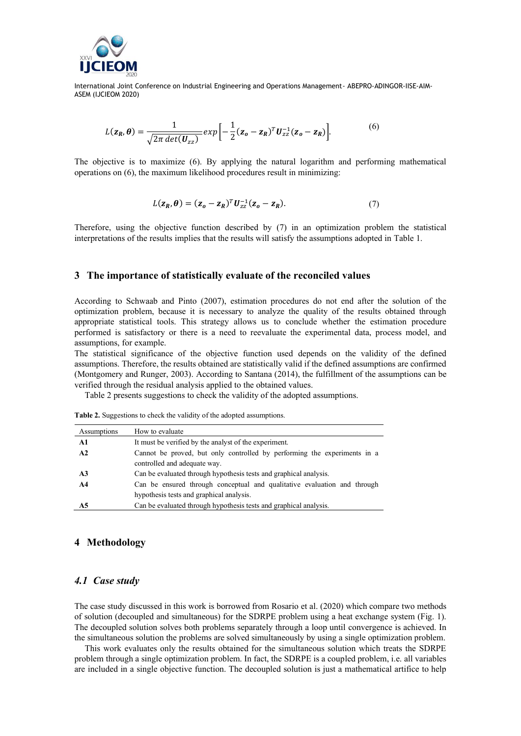$$L(\boldsymbol{z_R}, \boldsymbol{\theta}) = \frac{1}{\sqrt{2\pi \, det(\boldsymbol{U}_{zz})}} exp\left[-\frac{1}{2}(\boldsymbol{z_o} - \boldsymbol{z_R})^T \boldsymbol{U}_{zz}^{-1}(\boldsymbol{z_o} - \boldsymbol{z_R})\right]. \tag{6}$$

The objective is to maximize (6). By applying the natural logarithm and performing mathematical operations on (6), the maximum likelihood procedures result in minimizing:

$$L(\boldsymbol{z_R}, \boldsymbol{\theta}) = (\boldsymbol{z_o} - \boldsymbol{z_R})^T \boldsymbol{U}_{zz}^{-1}(\boldsymbol{z_o} - \boldsymbol{z_R}). \tag{7}$$

Therefore, using the objective function described by (7) in an optimization problem the statistical interpretations of the results implies that the results will satisfy the assumptions adopted in Table 1.

## 3 The importance of statistically evaluate of the reconciled values

According to Schwaab and Pinto (2007), estimation procedures do not end after the solution of the optimization problem, because it is necessary to analyze the quality of the results obtained through appropriate statistical tools. This strategy allows us to conclude whether the estimation procedure performed is satisfactory or there is a need to reevaluate the experimental data, process model, and assumptions, for example.

The statistical significance of the objective function used depends on the validity of the defined assumptions. Therefore, the results obtained are statistically valid if the defined assumptions are confirmed (Montgomery and Runger, 2003). According to Santana (2014), the fulfillment of the assumptions can be verified through the residual analysis applied to the obtained values.

Table 2 presents suggestions to check the validity of the adopted assumptions.

**Table 2.** Suggestions to check the validity of the adopted assumptions.

| Assumptions | How to evaluate |
|---|---|
| **A1** | It must be verified by the analyst of the experiment. |
| **A2** | Cannot be proved, but only controlled by performing the experiments in a controlled and adequate way. |
| **A3** | Can be evaluated through hypothesis tests and graphical analysis. |
| **A4** | Can be ensured through conceptual and qualitative evaluation and through hypothesis tests and graphical analysis. |
| **A5** | Can be evaluated through hypothesis tests and graphical analysis. |

## 4 Methodology

### *4.1 Case study*

The case study discussed in this work is borrowed from Rosario et al. (2020) which compare two methods of solution (decoupled and simultaneous) for the SDRPE problem using a heat exchange system (Fig. 1). The decoupled solution solves both problems separately through a loop until convergence is achieved. In the simultaneous solution the problems are solved simultaneously by using a single optimization problem.

This work evaluates only the results obtained for the simultaneous solution which treats the SDRPE problem through a single optimization problem. In fact, the SDRPE is a coupled problem, i.e. all variables are included in a single objective function. The decoupled solution is just a mathematical artifice to help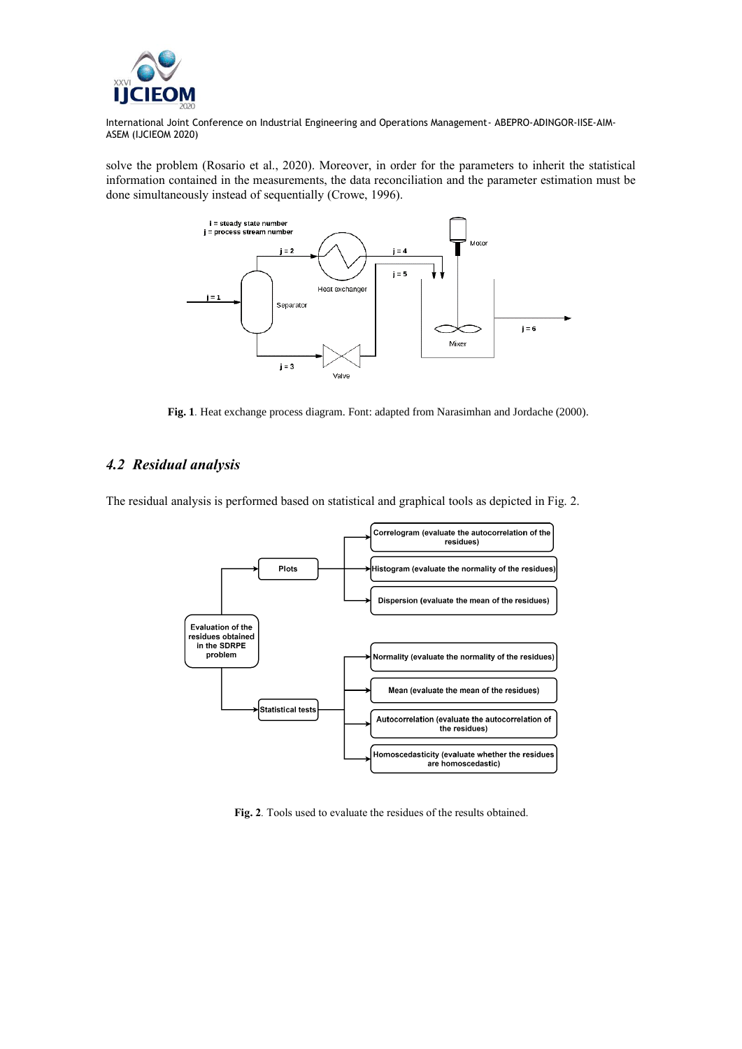solve the problem (Rosario et al., 2020). Moreover, in order for the parameters to inherit the statistical information contained in the measurements, the data reconciliation and the parameter estimation must be done simultaneously instead of sequentially (Crowe, 1996).

**Fig. 1**. Heat exchange process diagram. Font: adapted from Narasimhan and Jordache (2000).

## *4.2 Residual analysis*

The residual analysis is performed based on statistical and graphical tools as depicted in Fig. 2.

**Fig. 2**. Tools used to evaluate the residues of the results obtained.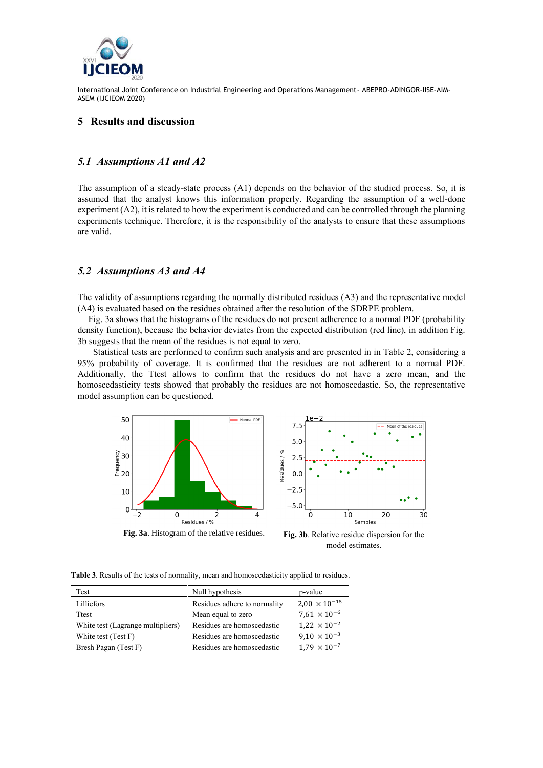## 5 Results and discussion

### *5.1 Assumptions A1 and A2*

The assumption of a steady-state process (A1) depends on the behavior of the studied process. So, it is assumed that the analyst knows this information properly. Regarding the assumption of a well-done experiment (A2), it is related to how the experiment is conducted and can be controlled through the planning experiments technique. Therefore, it is the responsibility of the analysts to ensure that these assumptions are valid.

### *5.2 Assumptions A3 and A4*

The validity of assumptions regarding the normally distributed residues (A3) and the representative model (A4) is evaluated based on the residues obtained after the resolution of the SDRPE problem.

Fig. 3a shows that the histograms of the residues do not present adherence to a normal PDF (probability density function), because the behavior deviates from the expected distribution (red line), in addition Fig. 3b suggests that the mean of the residues is not equal to zero.

Statistical tests are performed to confirm such analysis and are presented in in Table 2, considering a 95% probability of coverage. It is confirmed that the residues are not adherent to a normal PDF. Additionally, the Ttest allows to confirm that the residues do not have a zero mean, and the homoscedasticity tests showed that probably the residues are not homoscedastic. So, the representative model assumption can be questioned.

**Fig. 3a**. Histogram of the relative residues.

**Fig. 3b**. Relative residue dispersion for the model estimates.

**Table 3**. Results of the tests of normality, mean and homoscedasticity applied to residues.

| Test | Null hypothesis | p-value |
|---|---|---|
| Lilliefors | Residues adhere to normality | $2{,}00 \times 10^{-15}$ |
| Ttest | Mean equal to zero | $7{,}61 \times 10^{-6}$ |
| White test (Lagrange multipliers) | Residues are homoscedastic | $1{,}22 \times 10^{-2}$ |
| White test (Test F) | Residues are homoscedastic | $9{,}10 \times 10^{-3}$ |
| Bresh Pagan (Test F) | Residues are homoscedastic | $1{,}79 \times 10^{-7}$ |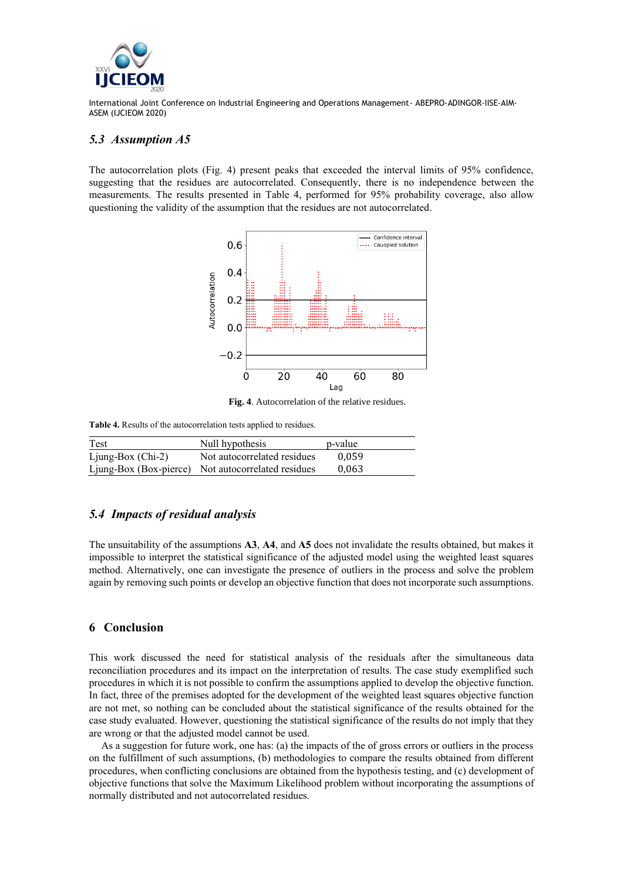### 5.3 *Assumption A5*

The autocorrelation plots (Fig. 4) present peaks that exceeded the interval limits of 95% confidence, suggesting that the residues are autocorrelated. Consequently, there is no independence between the measurements. The results presented in Table 4, performed for 95% probability coverage, also allow questioning the validity of the assumption that the residues are not autocorrelated.

**Fig. 4**. Autocorrelation of the relative residues.

**Table 4.** Results of the autocorrelation tests applied to residues.

| Test | Null hypothesis | p-value |
|---|---|---|
| Ljung-Box (Chi-2) | Not autocorrelated residues | 0,059 |
| Ljung-Box (Box-pierce) | Not autocorrelated residues | 0,063 |

### 5.4 *Impacts of residual analysis*

The unsuitability of the assumptions **A3**, **A4**, and **A5** does not invalidate the results obtained, but makes it impossible to interpret the statistical significance of the adjusted model using the weighted least squares method. Alternatively, one can investigate the presence of outliers in the process and solve the problem again by removing such points or develop an objective function that does not incorporate such assumptions.

## 6 Conclusion

This work discussed the need for statistical analysis of the residuals after the simultaneous data reconciliation procedures and its impact on the interpretation of results. The case study exemplified such procedures in which it is not possible to confirm the assumptions applied to develop the objective function. In fact, three of the premises adopted for the development of the weighted least squares objective function are not met, so nothing can be concluded about the statistical significance of the results obtained for the case study evaluated. However, questioning the statistical significance of the results do not imply that they are wrong or that the adjusted model cannot be used.

As a suggestion for future work, one has: (a) the impacts of the of gross errors or outliers in the process on the fulfillment of such assumptions, (b) methodologies to compare the results obtained from different procedures, when conflicting conclusions are obtained from the hypothesis testing, and (c) development of objective functions that solve the Maximum Likelihood problem without incorporating the assumptions of normally distributed and not autocorrelated residues.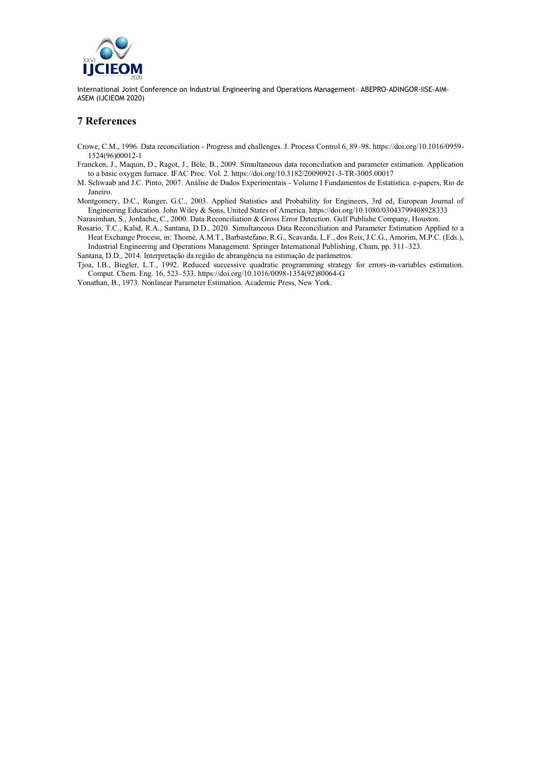## 7 References

Crowe, C.M., 1996. Data reconciliation - Progress and challenges. J. Process Control 6, 89–98. https://doi.org/10.1016/0959-1524(96)00012-1

Francken, J., Maquin, D., Ragot, J., Bèle, B., 2009. Simultaneous data reconciliation and parameter estimation. Application to a basic oxygen furnace. IFAC Proc. Vol. 2. https://doi.org/10.3182/20090921-3-TR-3005.00017

M. Schwaab and J.C. Pinto, 2007. Análise de Dados Experimentais - Volume I Fundamentos de Estatística. e-papers, Rio de Janeiro.

Montgomery, D.C., Runger, G.C., 2003. Applied Statistics and Probability for Engineers, 3rd ed, European Journal of Engineering Education. John Wiley & Sons, United States of America. https://doi.org/10.1080/03043799408928333

Narasimhan, S., Jordache, C., 2000. Data Reconciliation & Gross Error Detection. Gulf Publishe Company, Houston.

Rosario, T.C., Kalid, R.A., Santana, D.D., 2020. Simultaneous Data Reconciliation and Parameter Estimation Applied to a Heat Exchange Process, in: Thomé, A.M.T., Barbastefano, R.G., Scavarda, L.F., dos Reis, J.C.G., Amorim, M.P.C. (Eds.), Industrial Engineering and Operations Management. Springer International Publishing, Cham, pp. 311–323.

Santana, D.D., 2014. Interpretação da região de abrangência na estimação de parâmetros.

Tjoa, I.B., Biegler, L.T., 1992. Reduced successive quadratic programming strategy for errors-in-variables estimation. Comput. Chem. Eng. 16, 523–533. https://doi.org/10.1016/0098-1354(92)80064-G

Yonathan, B., 1973. Nonlinear Parameter Estimation. Academic Press, New York.